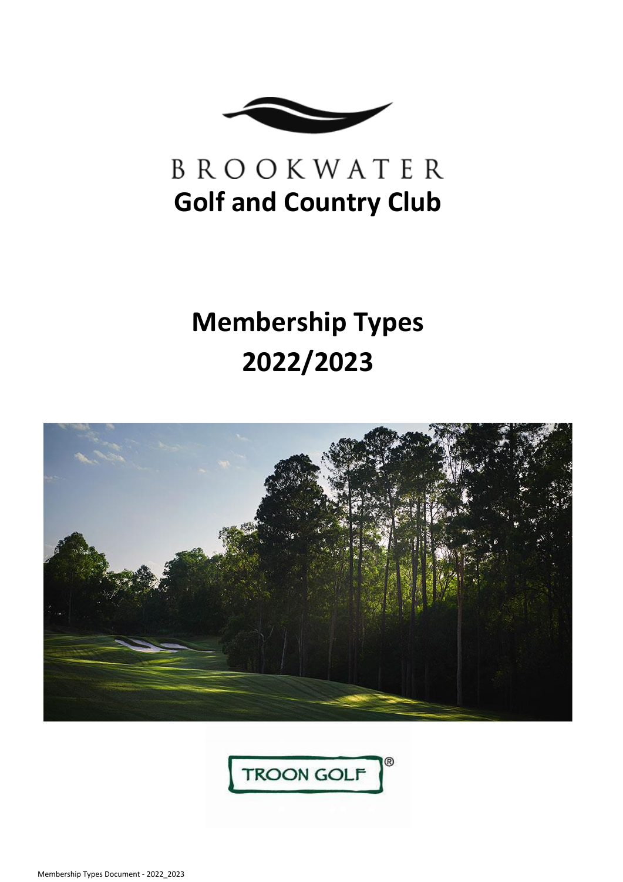# BROOKWATER
## Golf and Country Club

# Membership Types
# 2022/2023

TROON GOLF®

Membership Types Document - 2022_2023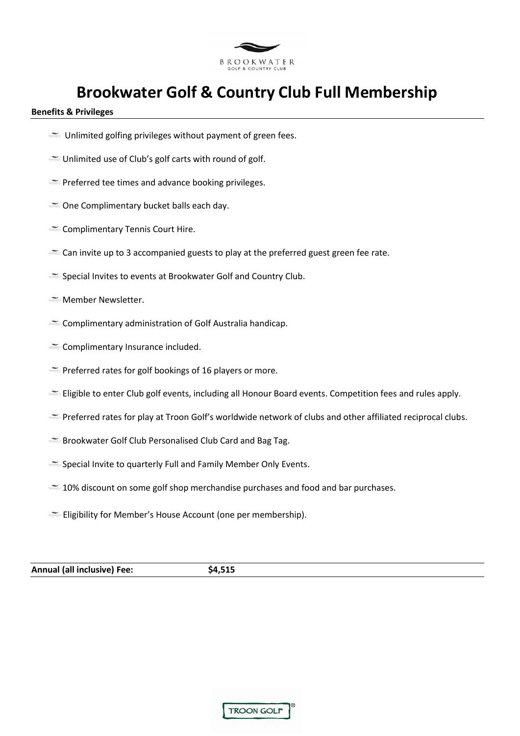BROOKWATER
GOLF & COUNTRY CLUB

# Brookwater Golf & Country Club Full Membership

**Benefits & Privileges**

- Unlimited golfing privileges without payment of green fees.
- Unlimited use of Club's golf carts with round of golf.
- Preferred tee times and advance booking privileges.
- One Complimentary bucket balls each day.
- Complimentary Tennis Court Hire.
- Can invite up to 3 accompanied guests to play at the preferred guest green fee rate.
- Special Invites to events at Brookwater Golf and Country Club.
- Member Newsletter.
- Complimentary administration of Golf Australia handicap.
- Complimentary Insurance included.
- Preferred rates for golf bookings of 16 players or more.
- Eligible to enter Club golf events, including all Honour Board events. Competition fees and rules apply.
- Preferred rates for play at Troon Golf's worldwide network of clubs and other affiliated reciprocal clubs.
- Brookwater Golf Club Personalised Club Card and Bag Tag.
- Special Invite to quarterly Full and Family Member Only Events.
- 10% discount on some golf shop merchandise purchases and food and bar purchases.
- Eligibility for Member's House Account (one per membership).

**Annual (all inclusive) Fee: $4,515**

TROON GOLF®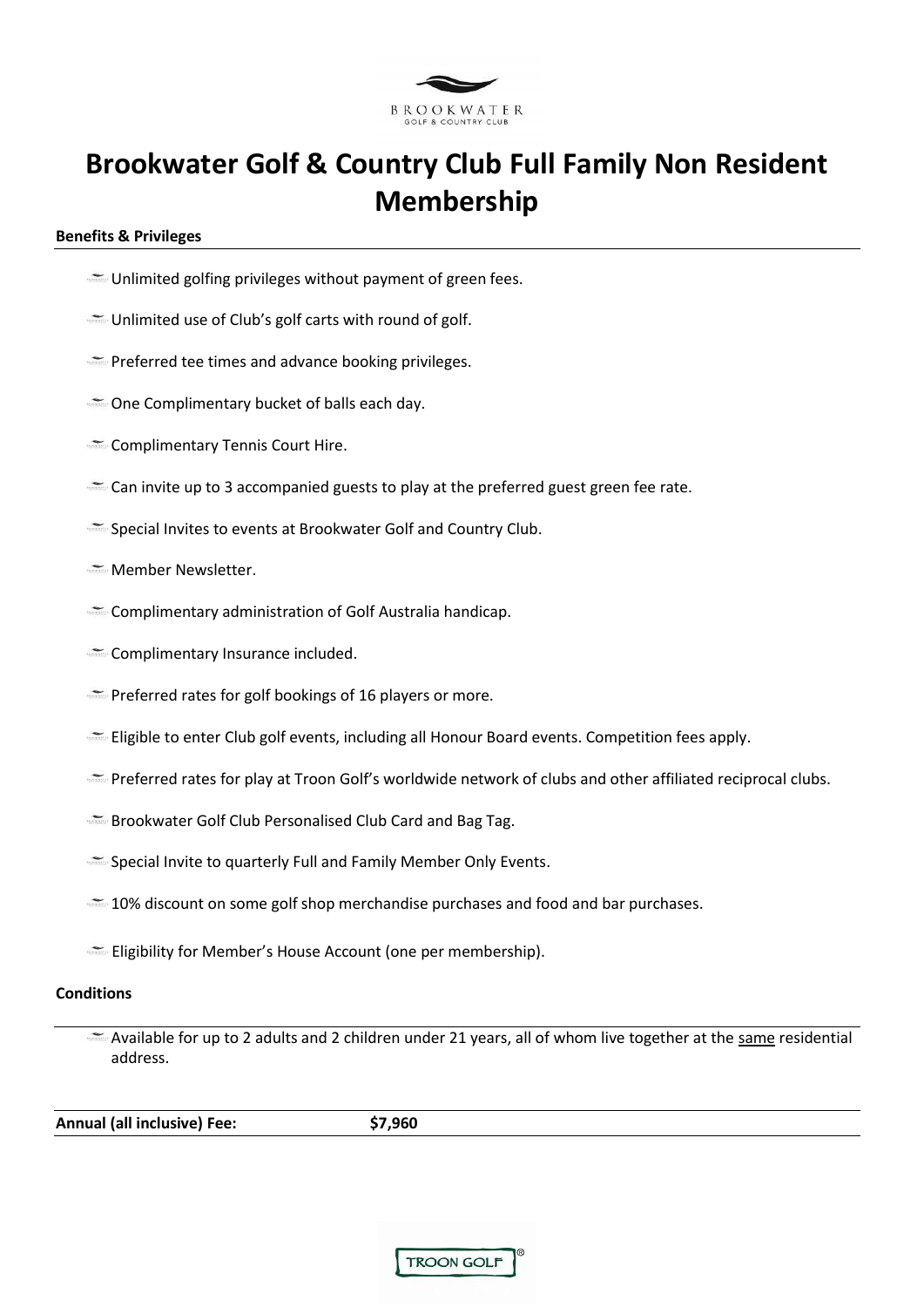# Brookwater Golf & Country Club Full Family Non Resident Membership

**Benefits & Privileges**

- Unlimited golfing privileges without payment of green fees.
- Unlimited use of Club's golf carts with round of golf.
- Preferred tee times and advance booking privileges.
- One Complimentary bucket of balls each day.
- Complimentary Tennis Court Hire.
- Can invite up to 3 accompanied guests to play at the preferred guest green fee rate.
- Special Invites to events at Brookwater Golf and Country Club.
- Member Newsletter.
- Complimentary administration of Golf Australia handicap.
- Complimentary Insurance included.
- Preferred rates for golf bookings of 16 players or more.
- Eligible to enter Club golf events, including all Honour Board events. Competition fees apply.
- Preferred rates for play at Troon Golf's worldwide network of clubs and other affiliated reciprocal clubs.
- Brookwater Golf Club Personalised Club Card and Bag Tag.
- Special Invite to quarterly Full and Family Member Only Events.
- 10% discount on some golf shop merchandise purchases and food and bar purchases.
- Eligibility for Member's House Account (one per membership).

**Conditions**

- Available for up to 2 adults and 2 children under 21 years, all of whom live together at the same residential address.

| **Annual (all inclusive) Fee:** | **$7,960** |
|---|---|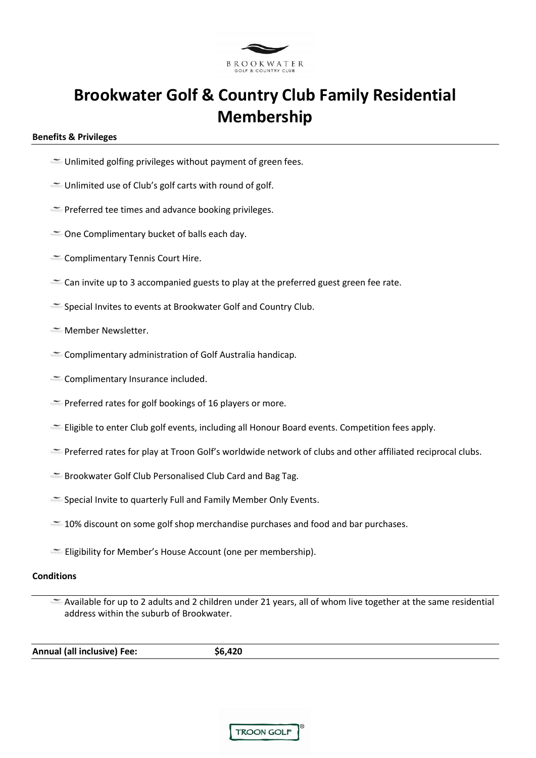# Brookwater Golf & Country Club Family Residential Membership

**Benefits & Privileges**

- Unlimited golfing privileges without payment of green fees.
- Unlimited use of Club's golf carts with round of golf.
- Preferred tee times and advance booking privileges.
- One Complimentary bucket of balls each day.
- Complimentary Tennis Court Hire.
- Can invite up to 3 accompanied guests to play at the preferred guest green fee rate.
- Special Invites to events at Brookwater Golf and Country Club.
- Member Newsletter.
- Complimentary administration of Golf Australia handicap.
- Complimentary Insurance included.
- Preferred rates for golf bookings of 16 players or more.
- Eligible to enter Club golf events, including all Honour Board events. Competition fees apply.
- Preferred rates for play at Troon Golf's worldwide network of clubs and other affiliated reciprocal clubs.
- Brookwater Golf Club Personalised Club Card and Bag Tag.
- Special Invite to quarterly Full and Family Member Only Events.
- 10% discount on some golf shop merchandise purchases and food and bar purchases.
- Eligibility for Member's House Account (one per membership).

**Conditions**

- Available for up to 2 adults and 2 children under 21 years, all of whom live together at the same residential address within the suburb of Brookwater.

**Annual (all inclusive) Fee:** **$6,420**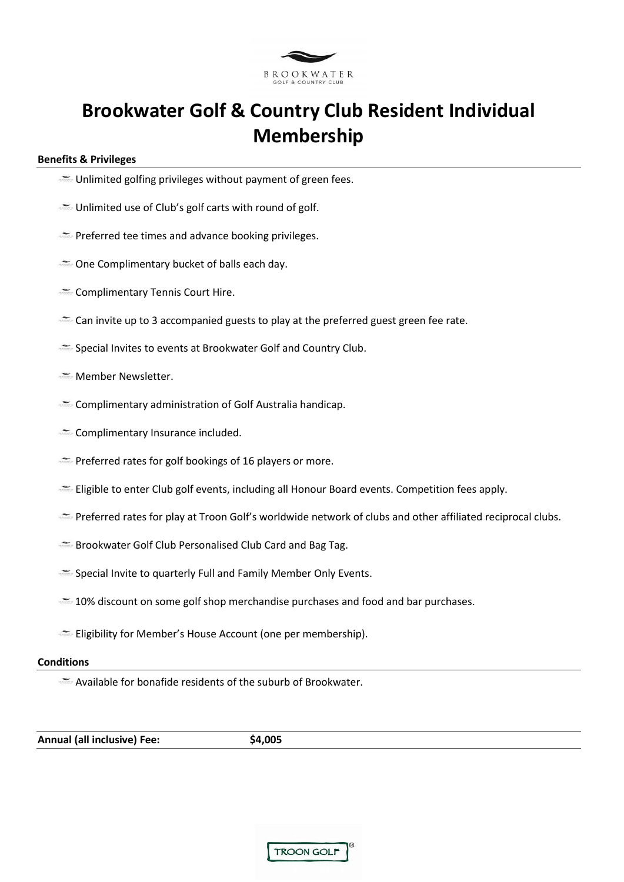# Brookwater Golf & Country Club Resident Individual Membership

**Benefits & Privileges**

- Unlimited golfing privileges without payment of green fees.
- Unlimited use of Club's golf carts with round of golf.
- Preferred tee times and advance booking privileges.
- One Complimentary bucket of balls each day.
- Complimentary Tennis Court Hire.
- Can invite up to 3 accompanied guests to play at the preferred guest green fee rate.
- Special Invites to events at Brookwater Golf and Country Club.
- Member Newsletter.
- Complimentary administration of Golf Australia handicap.
- Complimentary Insurance included.
- Preferred rates for golf bookings of 16 players or more.
- Eligible to enter Club golf events, including all Honour Board events. Competition fees apply.
- Preferred rates for play at Troon Golf's worldwide network of clubs and other affiliated reciprocal clubs.
- Brookwater Golf Club Personalised Club Card and Bag Tag.
- Special Invite to quarterly Full and Family Member Only Events.
- 10% discount on some golf shop merchandise purchases and food and bar purchases.
- Eligibility for Member's House Account (one per membership).

**Conditions**

- Available for bonafide residents of the suburb of Brookwater.

| **Annual (all inclusive) Fee:** | **$4,005** |
|---|---|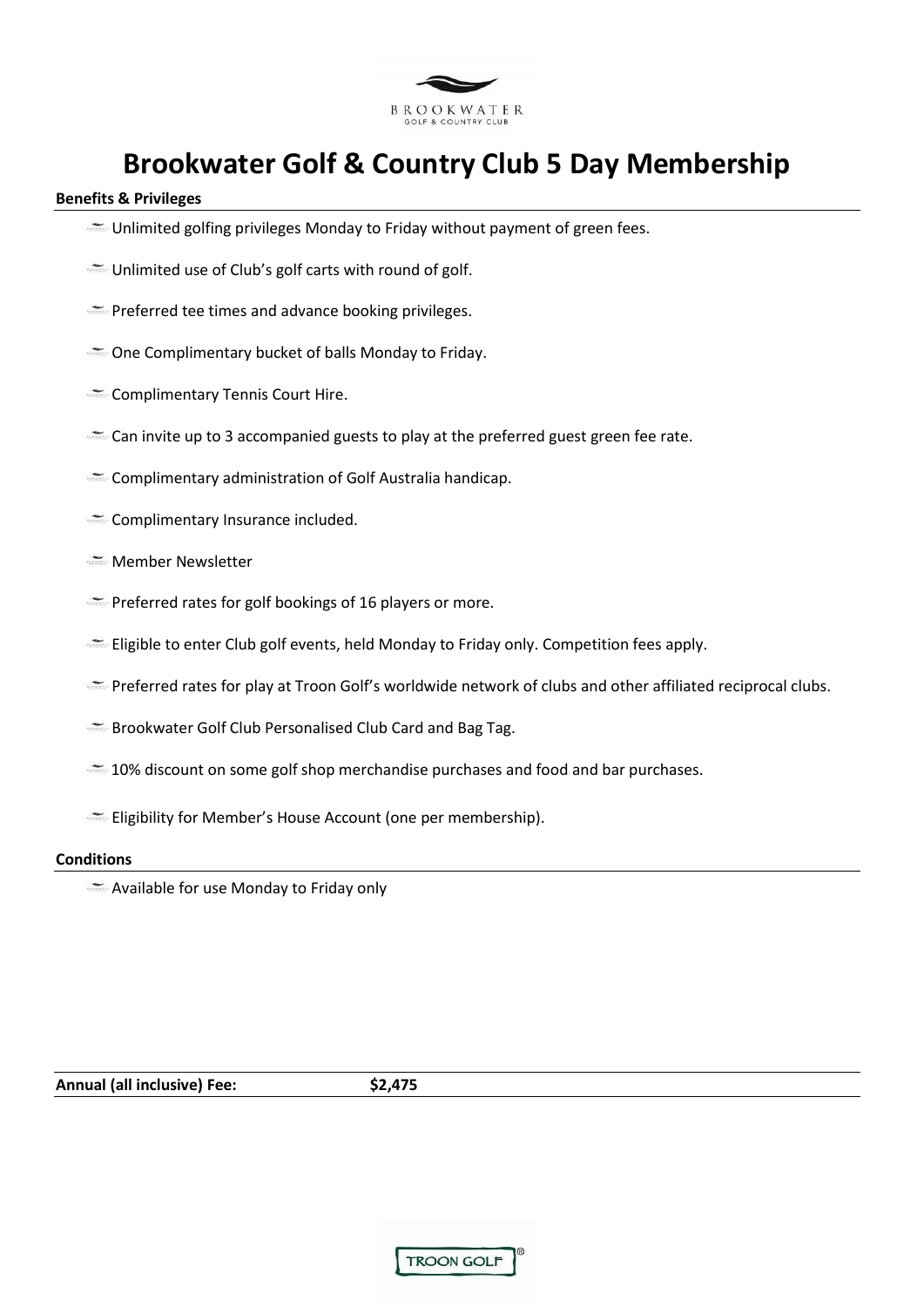# Brookwater Golf & Country Club 5 Day Membership

**Benefits & Privileges**

- Unlimited golfing privileges Monday to Friday without payment of green fees.
- Unlimited use of Club's golf carts with round of golf.
- Preferred tee times and advance booking privileges.
- One Complimentary bucket of balls Monday to Friday.
- Complimentary Tennis Court Hire.
- Can invite up to 3 accompanied guests to play at the preferred guest green fee rate.
- Complimentary administration of Golf Australia handicap.
- Complimentary Insurance included.
- Member Newsletter
- Preferred rates for golf bookings of 16 players or more.
- Eligible to enter Club golf events, held Monday to Friday only. Competition fees apply.
- Preferred rates for play at Troon Golf's worldwide network of clubs and other affiliated reciprocal clubs.
- Brookwater Golf Club Personalised Club Card and Bag Tag.
- 10% discount on some golf shop merchandise purchases and food and bar purchases.
- Eligibility for Member's House Account (one per membership).

**Conditions**

- Available for use Monday to Friday only

| **Annual (all inclusive) Fee:** | **$2,475** |
|---|---|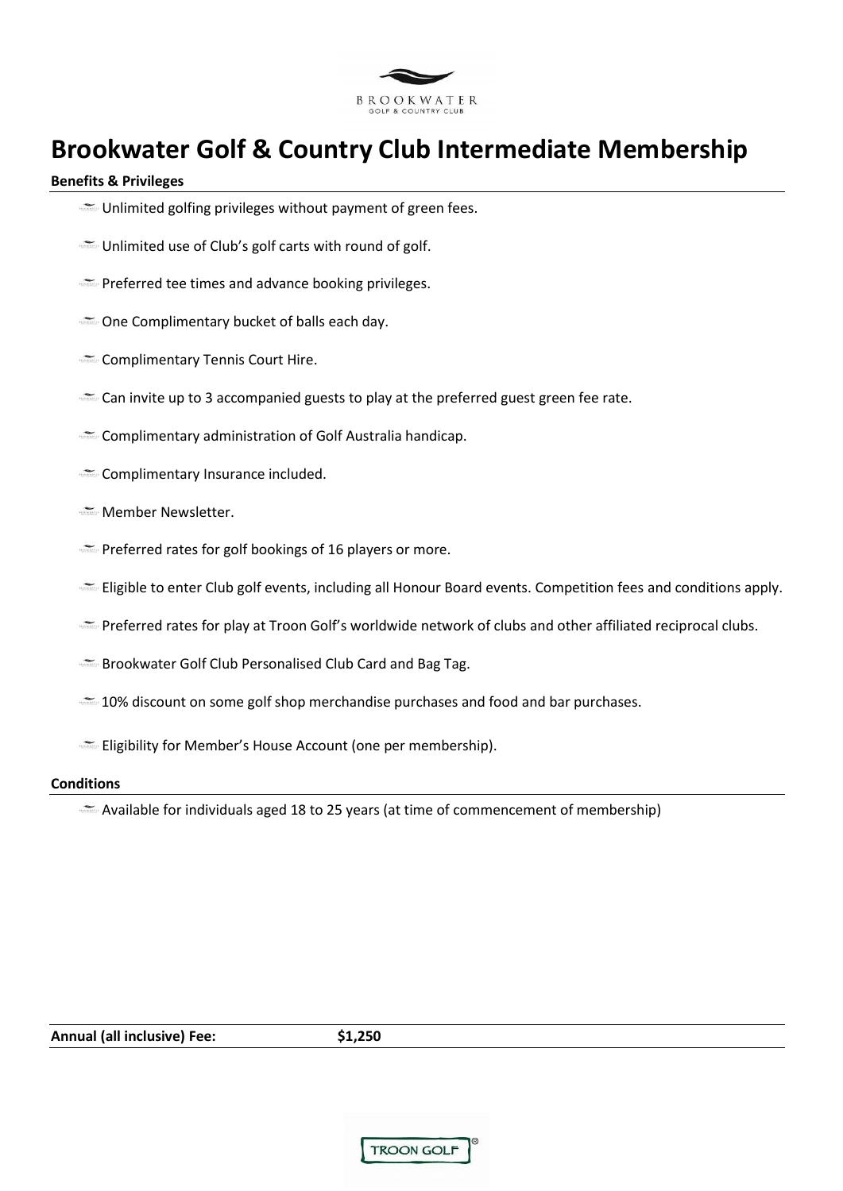# Brookwater Golf & Country Club Intermediate Membership

**Benefits & Privileges**

- Unlimited golfing privileges without payment of green fees.
- Unlimited use of Club's golf carts with round of golf.
- Preferred tee times and advance booking privileges.
- One Complimentary bucket of balls each day.
- Complimentary Tennis Court Hire.
- Can invite up to 3 accompanied guests to play at the preferred guest green fee rate.
- Complimentary administration of Golf Australia handicap.
- Complimentary Insurance included.
- Member Newsletter.
- Preferred rates for golf bookings of 16 players or more.
- Eligible to enter Club golf events, including all Honour Board events. Competition fees and conditions apply.
- Preferred rates for play at Troon Golf's worldwide network of clubs and other affiliated reciprocal clubs.
- Brookwater Golf Club Personalised Club Card and Bag Tag.
- 10% discount on some golf shop merchandise purchases and food and bar purchases.
- Eligibility for Member's House Account (one per membership).

**Conditions**

- Available for individuals aged 18 to 25 years (at time of commencement of membership)

**Annual (all inclusive) Fee:** **$1,250**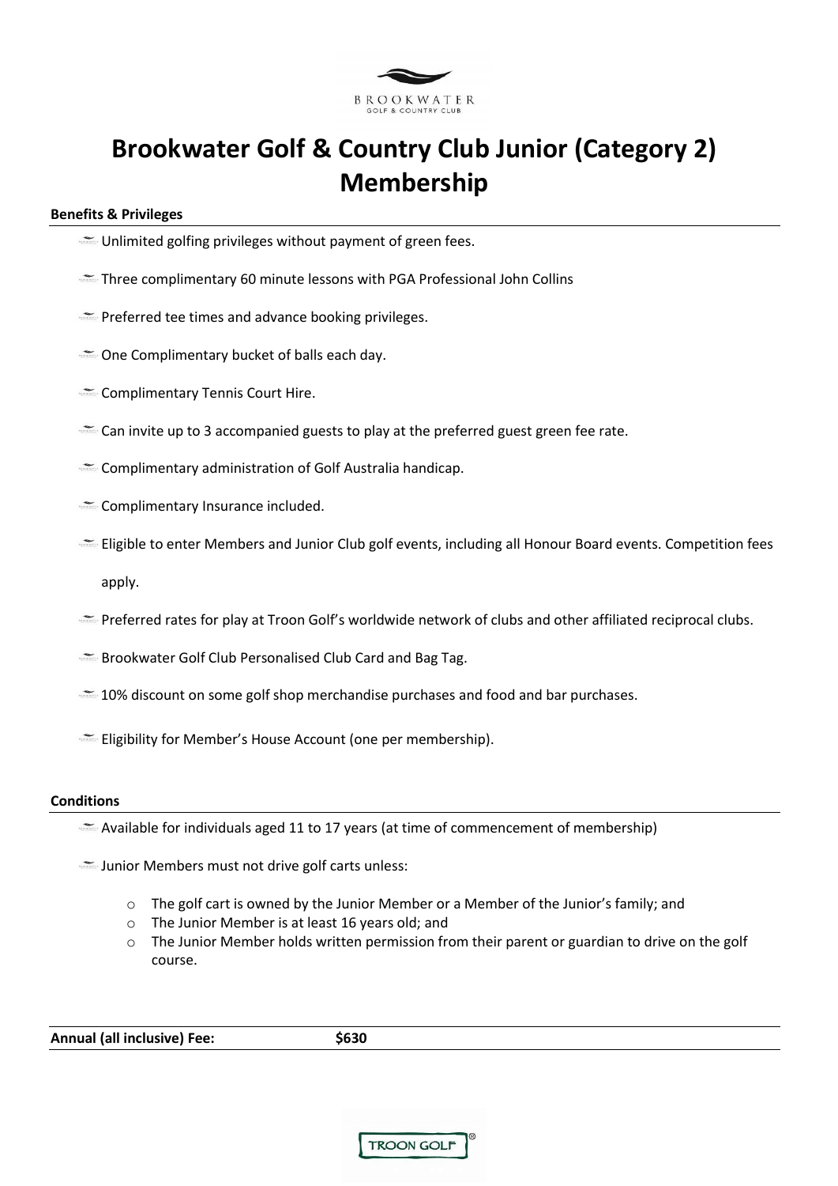# Brookwater Golf & Country Club Junior (Category 2) Membership

**Benefits & Privileges**

- Unlimited golfing privileges without payment of green fees.
- Three complimentary 60 minute lessons with PGA Professional John Collins
- Preferred tee times and advance booking privileges.
- One Complimentary bucket of balls each day.
- Complimentary Tennis Court Hire.
- Can invite up to 3 accompanied guests to play at the preferred guest green fee rate.
- Complimentary administration of Golf Australia handicap.
- Complimentary Insurance included.
- Eligible to enter Members and Junior Club golf events, including all Honour Board events. Competition fees apply.
- Preferred rates for play at Troon Golf's worldwide network of clubs and other affiliated reciprocal clubs.
- Brookwater Golf Club Personalised Club Card and Bag Tag.
- 10% discount on some golf shop merchandise purchases and food and bar purchases.
- Eligibility for Member's House Account (one per membership).

**Conditions**

- Available for individuals aged 11 to 17 years (at time of commencement of membership)
- Junior Members must not drive golf carts unless:
  - The golf cart is owned by the Junior Member or a Member of the Junior's family; and
  - The Junior Member is at least 16 years old; and
  - The Junior Member holds written permission from their parent or guardian to drive on the golf course.

**Annual (all inclusive) Fee:** **$630**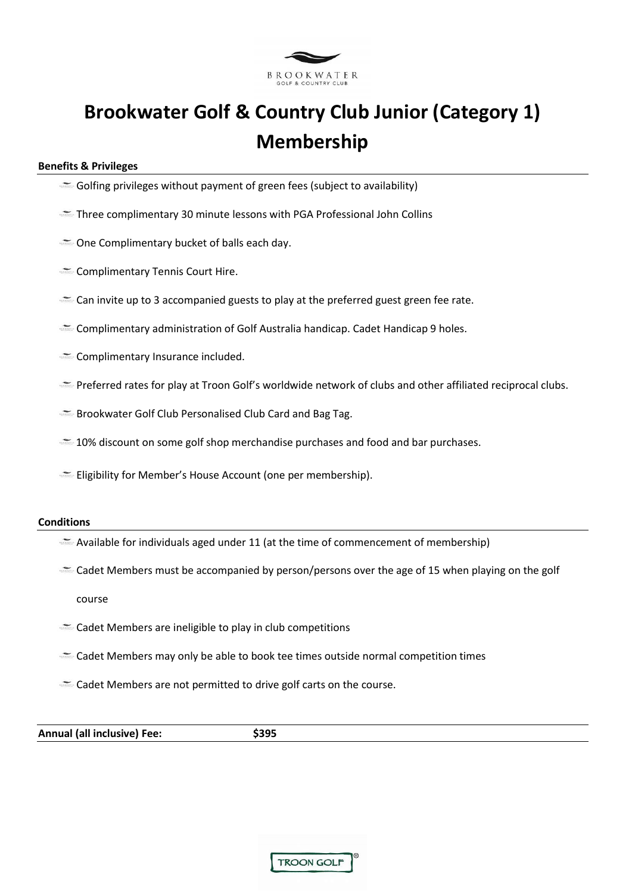# Brookwater Golf & Country Club Junior (Category 1) Membership

**Benefits & Privileges**

- Golfing privileges without payment of green fees (subject to availability)
- Three complimentary 30 minute lessons with PGA Professional John Collins
- One Complimentary bucket of balls each day.
- Complimentary Tennis Court Hire.
- Can invite up to 3 accompanied guests to play at the preferred guest green fee rate.
- Complimentary administration of Golf Australia handicap. Cadet Handicap 9 holes.
- Complimentary Insurance included.
- Preferred rates for play at Troon Golf's worldwide network of clubs and other affiliated reciprocal clubs.
- Brookwater Golf Club Personalised Club Card and Bag Tag.
- 10% discount on some golf shop merchandise purchases and food and bar purchases.
- Eligibility for Member's House Account (one per membership).

**Conditions**

- Available for individuals aged under 11 (at the time of commencement of membership)
- Cadet Members must be accompanied by person/persons over the age of 15 when playing on the golf course
- Cadet Members are ineligible to play in club competitions
- Cadet Members may only be able to book tee times outside normal competition times
- Cadet Members are not permitted to drive golf carts on the course.

**Annual (all inclusive) Fee:** **$395**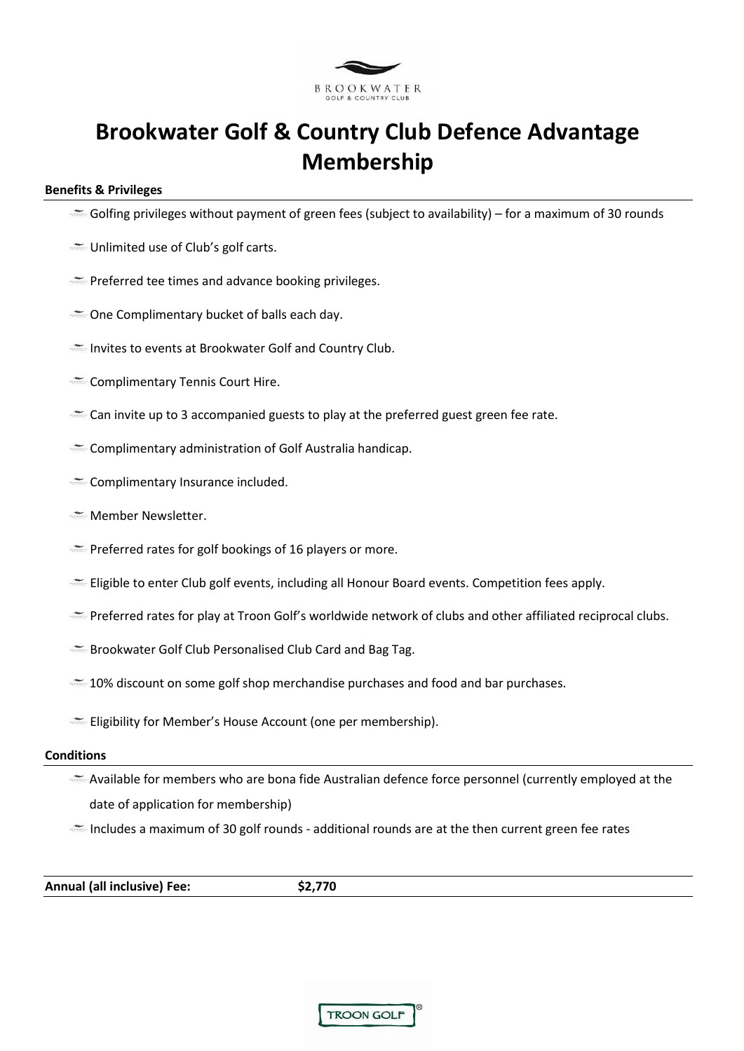# Brookwater Golf & Country Club Defence Advantage Membership

**Benefits & Privileges**

- Golfing privileges without payment of green fees (subject to availability) – for a maximum of 30 rounds
- Unlimited use of Club's golf carts.
- Preferred tee times and advance booking privileges.
- One Complimentary bucket of balls each day.
- Invites to events at Brookwater Golf and Country Club.
- Complimentary Tennis Court Hire.
- Can invite up to 3 accompanied guests to play at the preferred guest green fee rate.
- Complimentary administration of Golf Australia handicap.
- Complimentary Insurance included.
- Member Newsletter.
- Preferred rates for golf bookings of 16 players or more.
- Eligible to enter Club golf events, including all Honour Board events. Competition fees apply.
- Preferred rates for play at Troon Golf's worldwide network of clubs and other affiliated reciprocal clubs.
- Brookwater Golf Club Personalised Club Card and Bag Tag.
- 10% discount on some golf shop merchandise purchases and food and bar purchases.
- Eligibility for Member's House Account (one per membership).

**Conditions**

- Available for members who are bona fide Australian defence force personnel (currently employed at the date of application for membership)
- Includes a maximum of 30 golf rounds - additional rounds are at the then current green fee rates

| **Annual (all inclusive) Fee:** | **$2,770** |
|---|---|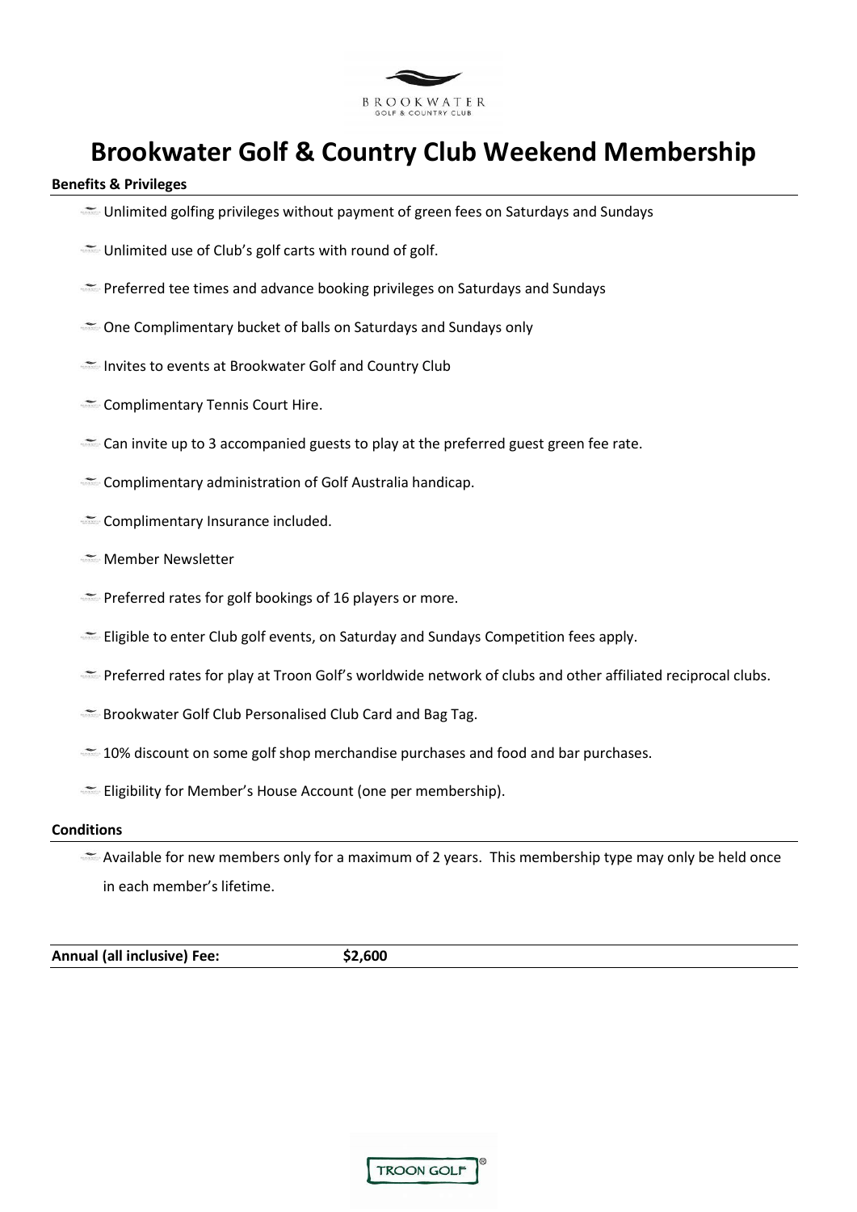# Brookwater Golf & Country Club Weekend Membership

**Benefits & Privileges**

- Unlimited golfing privileges without payment of green fees on Saturdays and Sundays
- Unlimited use of Club's golf carts with round of golf.
- Preferred tee times and advance booking privileges on Saturdays and Sundays
- One Complimentary bucket of balls on Saturdays and Sundays only
- Invites to events at Brookwater Golf and Country Club
- Complimentary Tennis Court Hire.
- Can invite up to 3 accompanied guests to play at the preferred guest green fee rate.
- Complimentary administration of Golf Australia handicap.
- Complimentary Insurance included.
- Member Newsletter
- Preferred rates for golf bookings of 16 players or more.
- Eligible to enter Club golf events, on Saturday and Sundays Competition fees apply.
- Preferred rates for play at Troon Golf's worldwide network of clubs and other affiliated reciprocal clubs.
- Brookwater Golf Club Personalised Club Card and Bag Tag.
- 10% discount on some golf shop merchandise purchases and food and bar purchases.
- Eligibility for Member's House Account (one per membership).

**Conditions**

- Available for new members only for a maximum of 2 years. This membership type may only be held once in each member's lifetime.

| **Annual (all inclusive) Fee:** | **$2,600** |
|---|---|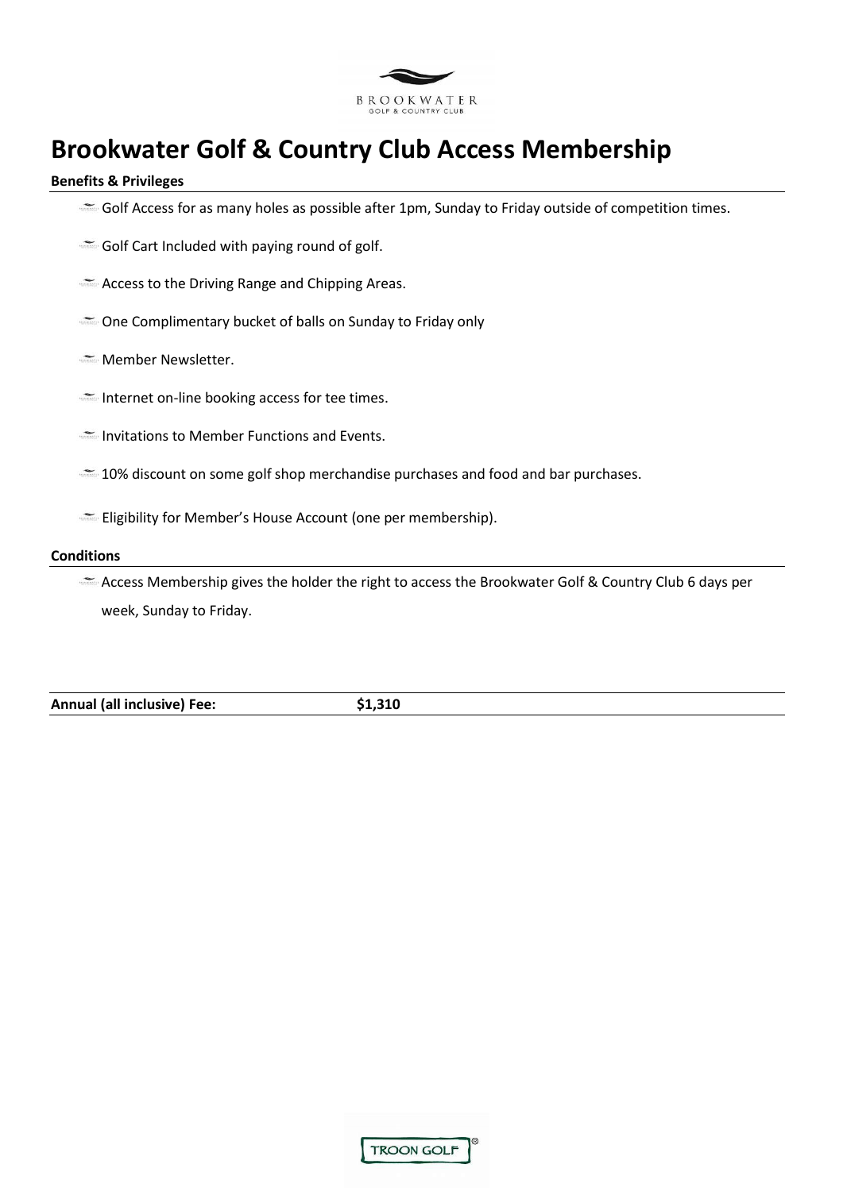# Brookwater Golf & Country Club Access Membership

**Benefits & Privileges**

- Golf Access for as many holes as possible after 1pm, Sunday to Friday outside of competition times.
- Golf Cart Included with paying round of golf.
- Access to the Driving Range and Chipping Areas.
- One Complimentary bucket of balls on Sunday to Friday only
- Member Newsletter.
- Internet on-line booking access for tee times.
- Invitations to Member Functions and Events.
- 10% discount on some golf shop merchandise purchases and food and bar purchases.
- Eligibility for Member's House Account (one per membership).

**Conditions**

- Access Membership gives the holder the right to access the Brookwater Golf & Country Club 6 days per week, Sunday to Friday.

**Annual (all inclusive) Fee:** **$1,310**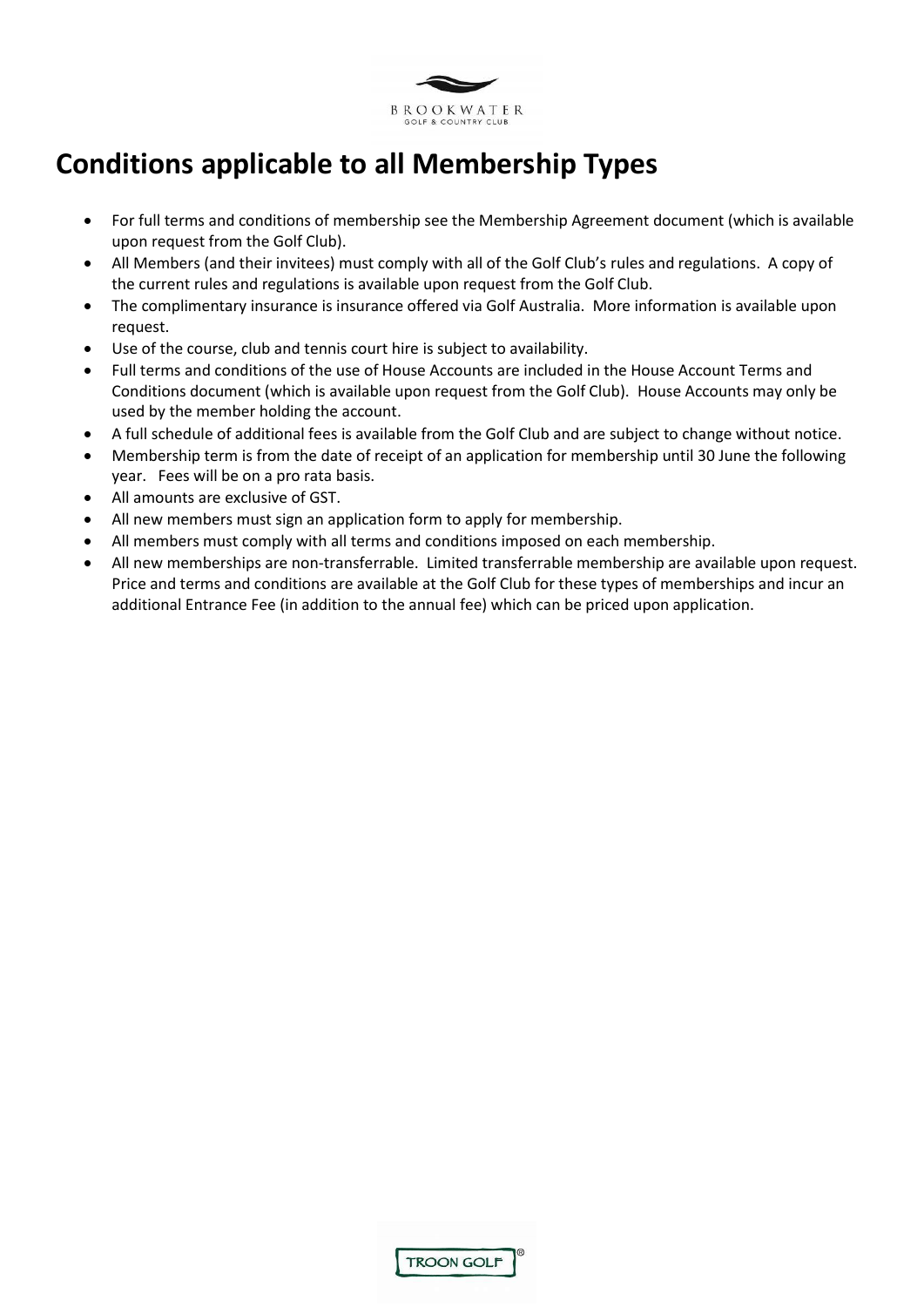# Conditions applicable to all Membership Types

- For full terms and conditions of membership see the Membership Agreement document (which is available upon request from the Golf Club).
- All Members (and their invitees) must comply with all of the Golf Club's rules and regulations. A copy of the current rules and regulations is available upon request from the Golf Club.
- The complimentary insurance is insurance offered via Golf Australia. More information is available upon request.
- Use of the course, club and tennis court hire is subject to availability.
- Full terms and conditions of the use of House Accounts are included in the House Account Terms and Conditions document (which is available upon request from the Golf Club). House Accounts may only be used by the member holding the account.
- A full schedule of additional fees is available from the Golf Club and are subject to change without notice.
- Membership term is from the date of receipt of an application for membership until 30 June the following year. Fees will be on a pro rata basis.
- All amounts are exclusive of GST.
- All new members must sign an application form to apply for membership.
- All members must comply with all terms and conditions imposed on each membership.
- All new memberships are non-transferrable. Limited transferrable membership are available upon request. Price and terms and conditions are available at the Golf Club for these types of memberships and incur an additional Entrance Fee (in addition to the annual fee) which can be priced upon application.